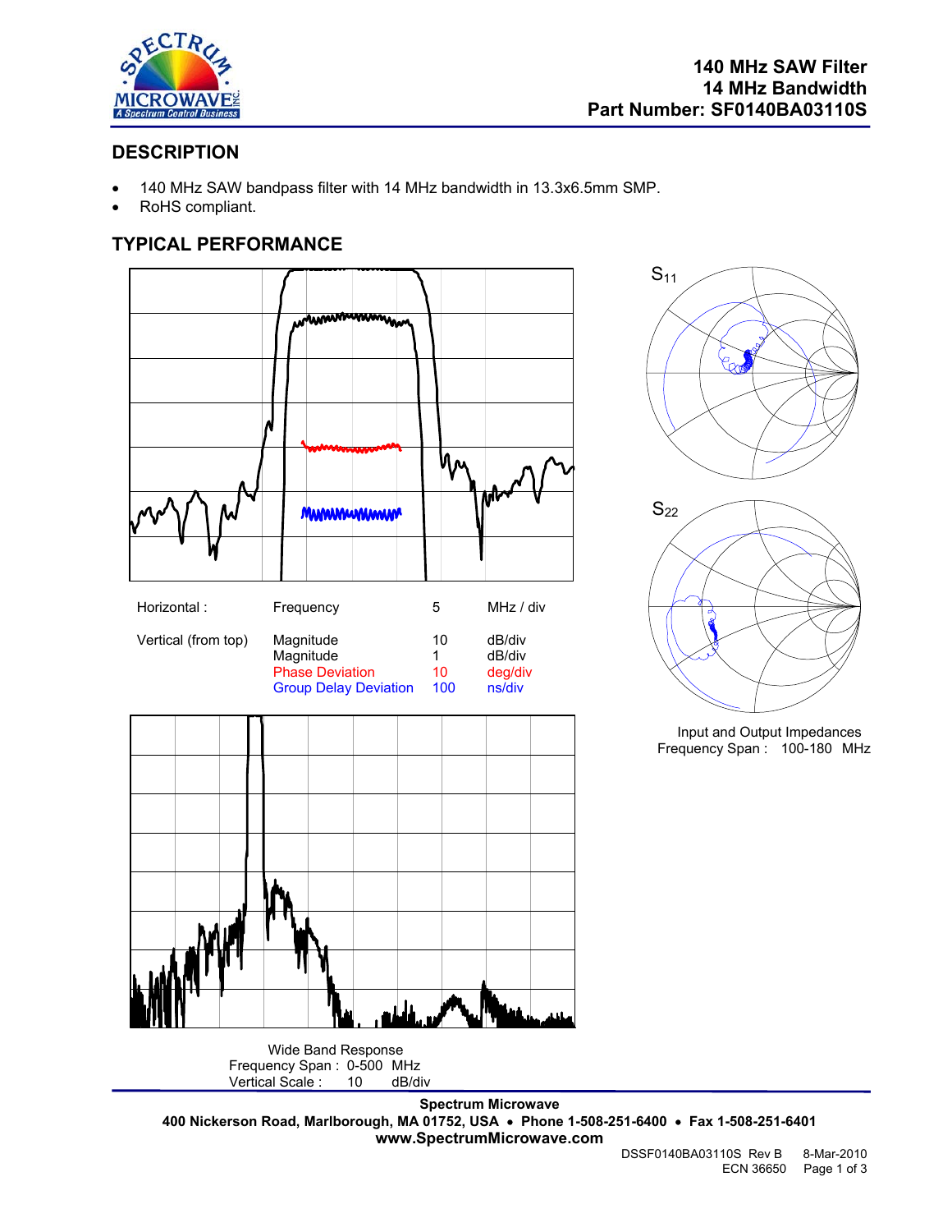**140 MHz SAW Filter**
**14 MHz Bandwidth**
**Part Number: SF0140BA03110S**

## DESCRIPTION

- 140 MHz SAW bandpass filter with 14 MHz bandwidth in 13.3x6.5mm SMP.
- RoHS compliant.

## TYPICAL PERFORMANCE

| Horizontal : | Frequency | 5 | MHz / div |
|---|---|---|---|
| Vertical (from top) | Magnitude | 10 | dB/div |
| | Magnitude | 1 | dB/div |
| | Phase Deviation | 10 | deg/div |
| | Group Delay Deviation | 100 | ns/div |

$S_{11}$

$S_{22}$

Input and Output Impedances
Frequency Span : 100-180 MHz

Wide Band Response
Frequency Span : 0-500 MHz
Vertical Scale : 10 dB/div

**Spectrum Microwave**
**400 Nickerson Road, Marlborough, MA 01752, USA • Phone 1-508-251-6400 • Fax 1-508-251-6401**
**www.SpectrumMicrowave.com**

DSSF0140BA03110S Rev B 8-Mar-2010
ECN 36650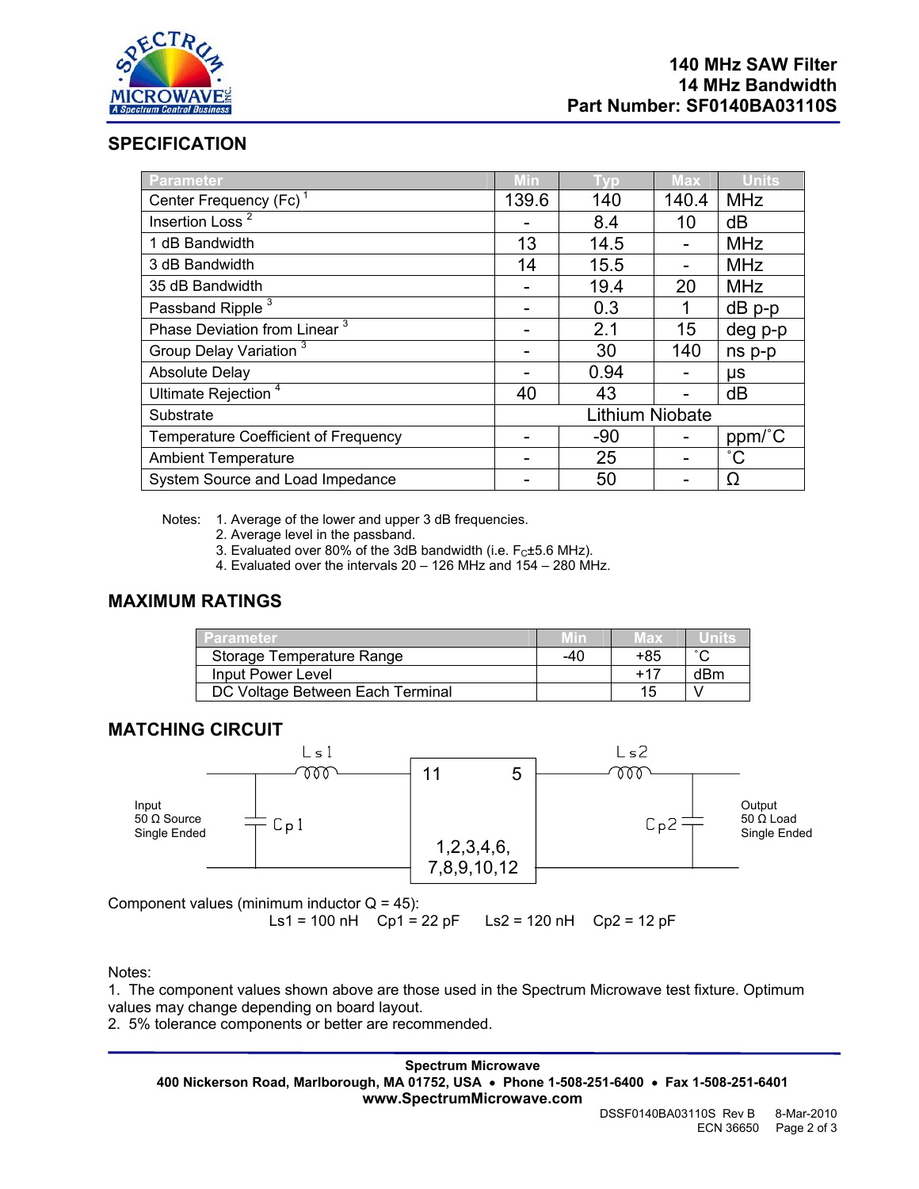140 MHz SAW Filter
14 MHz Bandwidth
Part Number: SF0140BA03110S

## SPECIFICATION

| Parameter | Min | Typ | Max | Units |
|---|---|---|---|---|
| Center Frequency (Fc) [1] | 139.6 | 140 | 140.4 | MHz |
| Insertion Loss [2] | - | 8.4 | 10 | dB |
| 1 dB Bandwidth | 13 | 14.5 | - | MHz |
| 3 dB Bandwidth | 14 | 15.5 | - | MHz |
| 35 dB Bandwidth | - | 19.4 | 20 | MHz |
| Passband Ripple [3] | - | 0.3 | 1 | dB p-p |
| Phase Deviation from Linear [3] | - | 2.1 | 15 | deg p-p |
| Group Delay Variation [3] | - | 30 | 140 | ns p-p |
| Absolute Delay | - | 0.94 | - | μs |
| Ultimate Rejection [4] | 40 | 43 | - | dB |
| Substrate | Lithium Niobate | | | |
| Temperature Coefficient of Frequency | - | -90 | - | ppm/˚C |
| Ambient Temperature | - | 25 | - | ˚C |
| System Source and Load Impedance | - | 50 | - | Ω |

Notes:
1. Average of the lower and upper 3 dB frequencies.
2. Average level in the passband.
3. Evaluated over 80% of the 3dB bandwidth (i.e. $F_C$±5.6 MHz).
4. Evaluated over the intervals 20 – 126 MHz and 154 – 280 MHz.

## MAXIMUM RATINGS

| Parameter | Min | Max | Units |
|---|---|---|---|
| Storage Temperature Range | -40 | +85 | ˚C |
| Input Power Level | | +17 | dBm |
| DC Voltage Between Each Terminal | | 15 | V |

## MATCHING CIRCUIT

Input 50 Ω Source Single Ended — Ls1 — Cp1 — pins 11, 5; 1,2,3,4,6,7,8,9,10,12 — Ls2 — Cp2 — Output 50 Ω Load Single Ended

Component values (minimum inductor Q = 45):
Ls1 = 100 nH Cp1 = 22 pF Ls2 = 120 nH Cp2 = 12 pF

Notes:
1. The component values shown above are those used in the Spectrum Microwave test fixture. Optimum values may change depending on board layout.
2. 5% tolerance components or better are recommended.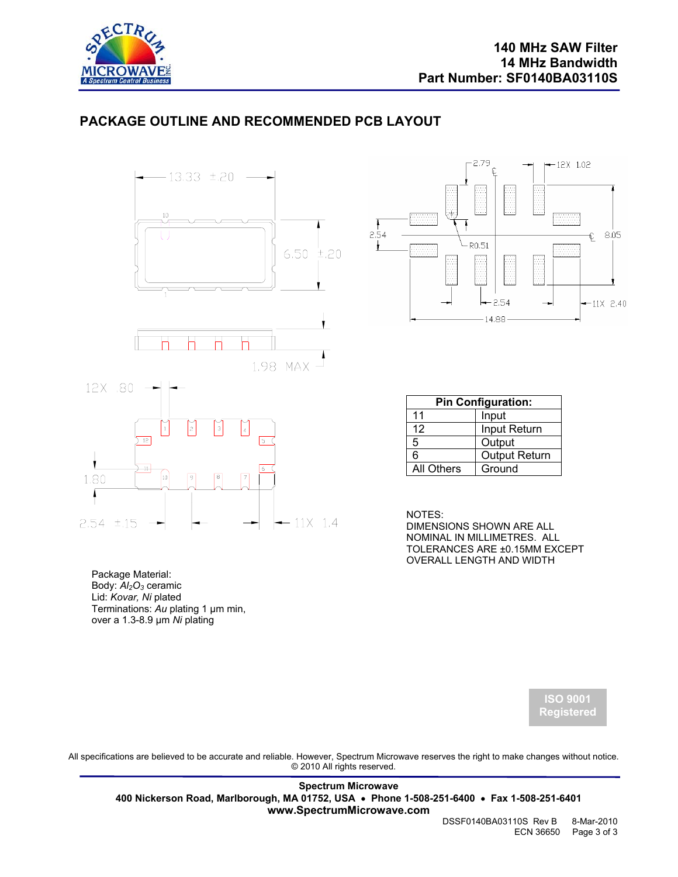**140 MHz SAW Filter**
**14 MHz Bandwidth**
**Part Number: SF0140BA03110S**

## PACKAGE OUTLINE AND RECOMMENDED PCB LAYOUT

13.33 ±.20

6.50 ±.20

1.98 MAX

12X .80

1.80

2.54 ±.15

11X 1.4

2.79

12X 1.02

2.54

R0.51

8.05

2.54

11X 2.40

14.88

| Pin Configuration: | |
|---|---|
| 11 | Input |
| 12 | Input Return |
| 5 | Output |
| 6 | Output Return |
| All Others | Ground |

NOTES:
DIMENSIONS SHOWN ARE ALL NOMINAL IN MILLIMETRES. ALL TOLERANCES ARE ±0.15MM EXCEPT OVERALL LENGTH AND WIDTH

Package Material:
Body: *$Al_2O_3$* ceramic
Lid: *Kovar, Ni* plated
Terminations: *Au* plating 1 µm min, over a 1.3-8.9 µm *Ni* plating

ISO 9001 Registered

All specifications are believed to be accurate and reliable. However, Spectrum Microwave reserves the right to make changes without notice.
© 2010 All rights reserved.

**Spectrum Microwave**
**400 Nickerson Road, Marlborough, MA 01752, USA • Phone 1-508-251-6400 • Fax 1-508-251-6401**
**www.SpectrumMicrowave.com**

DSSF0140BA03110S Rev B 8-Mar-2010
ECN 36650